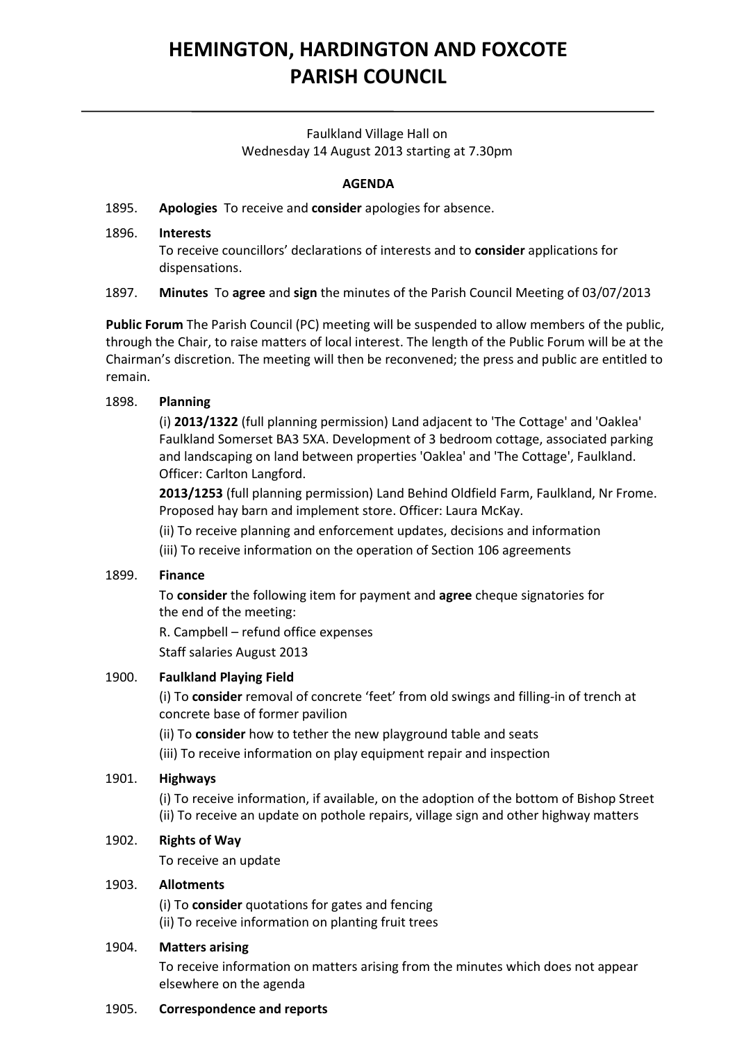# HEMINGTON, HARDINGTON AND FOXCOTE PARISH COUNCIL

Faulkland Village Hall on
Wednesday 14 August 2013 starting at 7.30pm

## AGENDA

1895. **Apologies** To receive and **consider** apologies for absence.

1896. **Interests**
To receive councillors' declarations of interests and to **consider** applications for dispensations.

1897. **Minutes** To **agree** and **sign** the minutes of the Parish Council Meeting of 03/07/2013

**Public Forum** The Parish Council (PC) meeting will be suspended to allow members of the public, through the Chair, to raise matters of local interest. The length of the Public Forum will be at the Chairman's discretion. The meeting will then be reconvened; the press and public are entitled to remain.

1898. **Planning**
(i) **2013/1322** (full planning permission) Land adjacent to 'The Cottage' and 'Oaklea' Faulkland Somerset BA3 5XA. Development of 3 bedroom cottage, associated parking and landscaping on land between properties 'Oaklea' and 'The Cottage', Faulkland. Officer: Carlton Langford.
**2013/1253** (full planning permission) Land Behind Oldfield Farm, Faulkland, Nr Frome. Proposed hay barn and implement store. Officer: Laura McKay.
(ii) To receive planning and enforcement updates, decisions and information
(iii) To receive information on the operation of Section 106 agreements

1899. **Finance**
To **consider** the following item for payment and **agree** cheque signatories for the end of the meeting:
R. Campbell – refund office expenses
Staff salaries August 2013

1900. **Faulkland Playing Field**
(i) To **consider** removal of concrete 'feet' from old swings and filling-in of trench at concrete base of former pavilion
(ii) To **consider** how to tether the new playground table and seats
(iii) To receive information on play equipment repair and inspection

1901. **Highways**
(i) To receive information, if available, on the adoption of the bottom of Bishop Street
(ii) To receive an update on pothole repairs, village sign and other highway matters

1902. **Rights of Way**
To receive an update

1903. **Allotments**
(i) To **consider** quotations for gates and fencing
(ii) To receive information on planting fruit trees

1904. **Matters arising**
To receive information on matters arising from the minutes which does not appear elsewhere on the agenda

1905. **Correspondence and reports**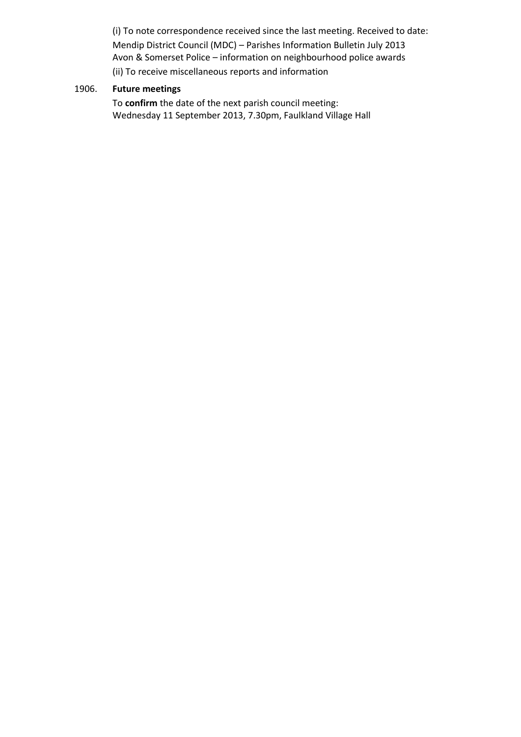(i) To note correspondence received since the last meeting. Received to date:
Mendip District Council (MDC) – Parishes Information Bulletin July 2013
Avon & Somerset Police – information on neighbourhood police awards
(ii) To receive miscellaneous reports and information

1906. **Future meetings**

To **confirm** the date of the next parish council meeting:
Wednesday 11 September 2013, 7.30pm, Faulkland Village Hall